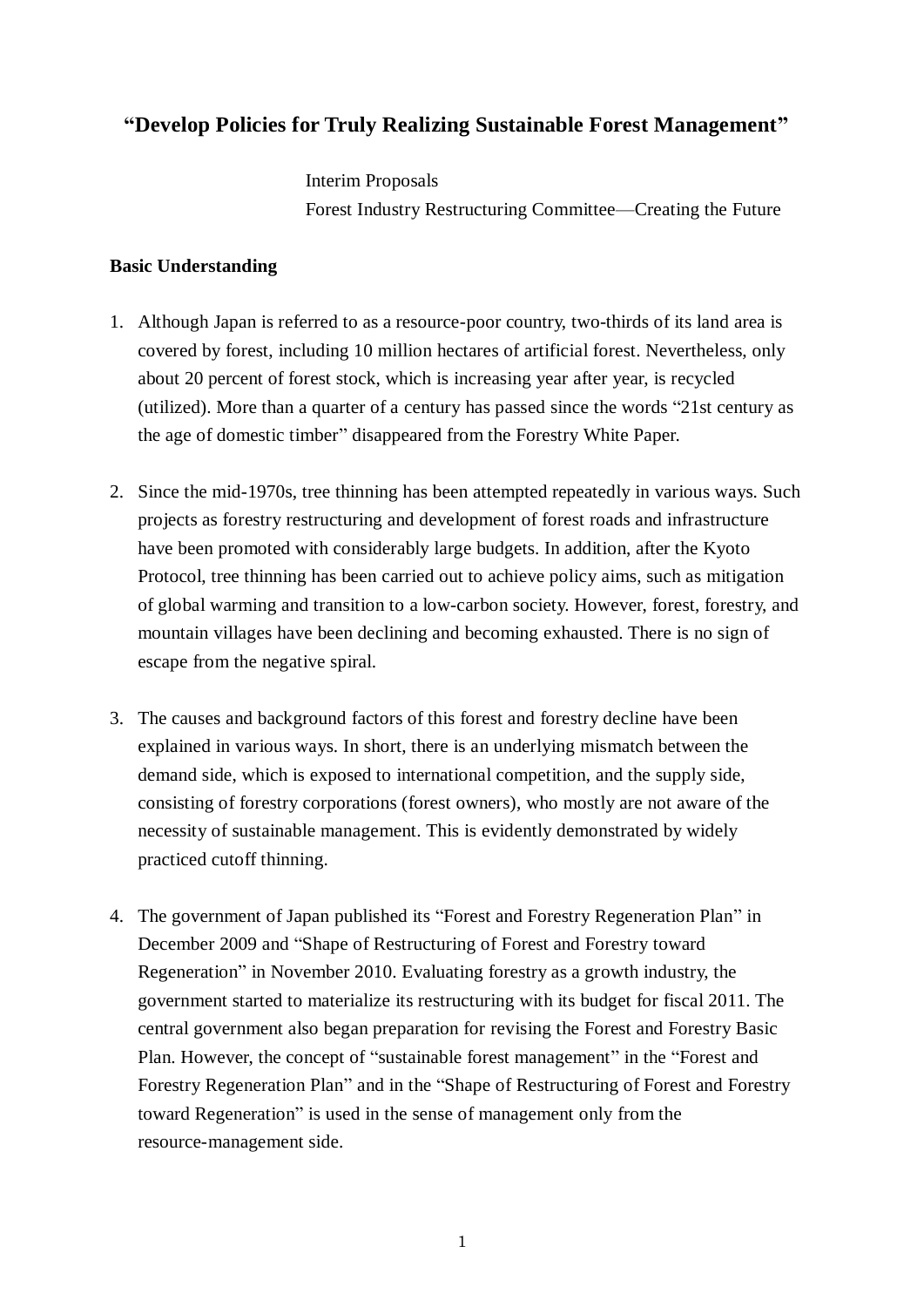# "Develop Policies for Truly Realizing Sustainable Forest Management"

Interim Proposals
Forest Industry Restructuring Committee—Creating the Future

## Basic Understanding

1. Although Japan is referred to as a resource-poor country, two-thirds of its land area is covered by forest, including 10 million hectares of artificial forest. Nevertheless, only about 20 percent of forest stock, which is increasing year after year, is recycled (utilized). More than a quarter of a century has passed since the words "21st century as the age of domestic timber" disappeared from the Forestry White Paper.

2. Since the mid-1970s, tree thinning has been attempted repeatedly in various ways. Such projects as forestry restructuring and development of forest roads and infrastructure have been promoted with considerably large budgets. In addition, after the Kyoto Protocol, tree thinning has been carried out to achieve policy aims, such as mitigation of global warming and transition to a low-carbon society. However, forest, forestry, and mountain villages have been declining and becoming exhausted. There is no sign of escape from the negative spiral.

3. The causes and background factors of this forest and forestry decline have been explained in various ways. In short, there is an underlying mismatch between the demand side, which is exposed to international competition, and the supply side, consisting of forestry corporations (forest owners), who mostly are not aware of the necessity of sustainable management. This is evidently demonstrated by widely practiced cutoff thinning.

4. The government of Japan published its "Forest and Forestry Regeneration Plan" in December 2009 and "Shape of Restructuring of Forest and Forestry toward Regeneration" in November 2010. Evaluating forestry as a growth industry, the government started to materialize its restructuring with its budget for fiscal 2011. The central government also began preparation for revising the Forest and Forestry Basic Plan. However, the concept of "sustainable forest management" in the "Forest and Forestry Regeneration Plan" and in the "Shape of Restructuring of Forest and Forestry toward Regeneration" is used in the sense of management only from the resource-management side.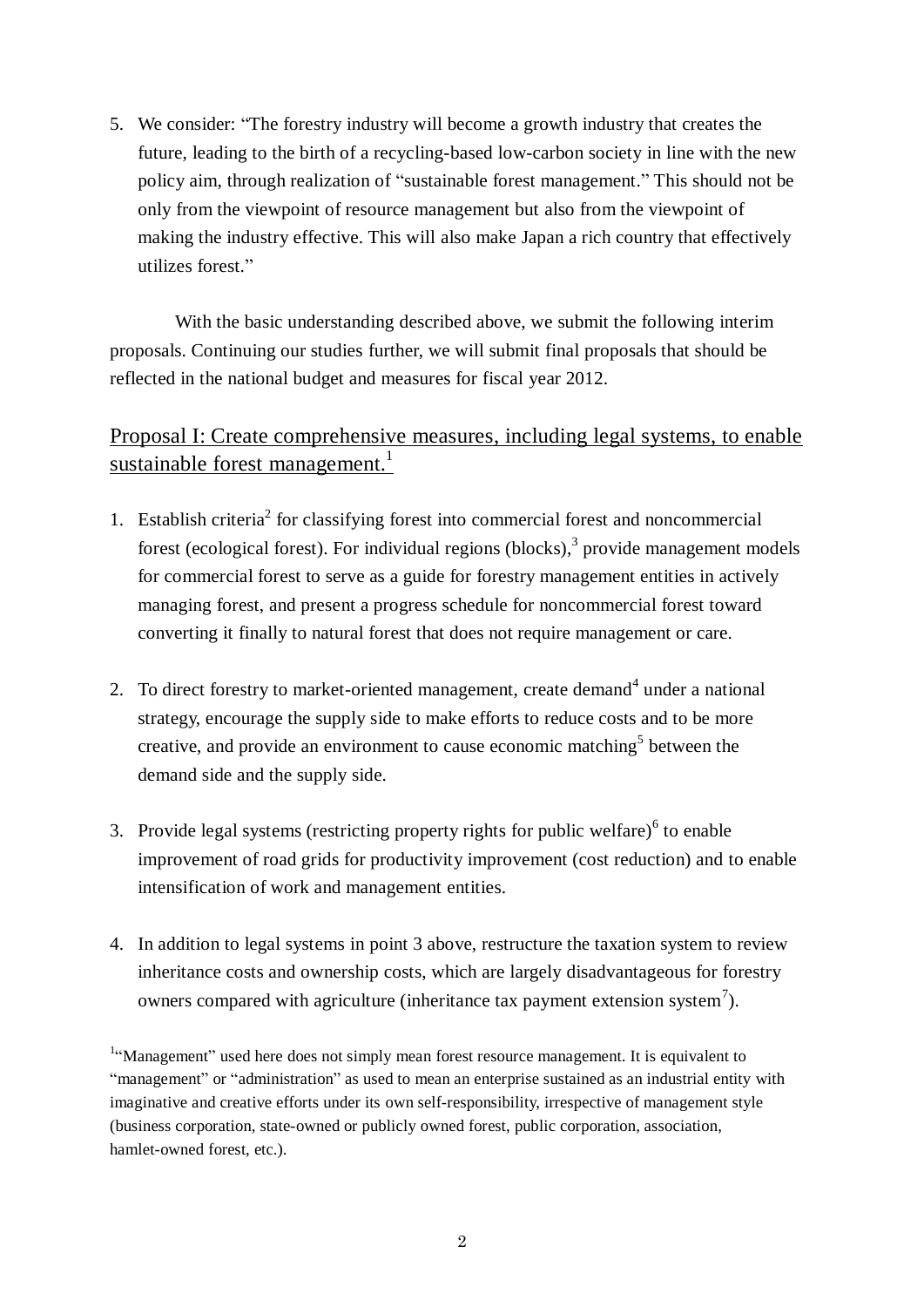5. We consider: "The forestry industry will become a growth industry that creates the future, leading to the birth of a recycling-based low-carbon society in line with the new policy aim, through realization of "sustainable forest management." This should not be only from the viewpoint of resource management but also from the viewpoint of making the industry effective. This will also make Japan a rich country that effectively utilizes forest."

With the basic understanding described above, we submit the following interim proposals. Continuing our studies further, we will submit final proposals that should be reflected in the national budget and measures for fiscal year 2012.

## Proposal I: Create comprehensive measures, including legal systems, to enable sustainable forest management.[1]

1. Establish criteria[2] for classifying forest into commercial forest and noncommercial forest (ecological forest). For individual regions (blocks),[3] provide management models for commercial forest to serve as a guide for forestry management entities in actively managing forest, and present a progress schedule for noncommercial forest toward converting it finally to natural forest that does not require management or care.

2. To direct forestry to market-oriented management, create demand[4] under a national strategy, encourage the supply side to make efforts to reduce costs and to be more creative, and provide an environment to cause economic matching[5] between the demand side and the supply side.

3. Provide legal systems (restricting property rights for public welfare)[6] to enable improvement of road grids for productivity improvement (cost reduction) and to enable intensification of work and management entities.

4. In addition to legal systems in point 3 above, restructure the taxation system to review inheritance costs and ownership costs, which are largely disadvantageous for forestry owners compared with agriculture (inheritance tax payment extension system[7]).

[1] "Management" used here does not simply mean forest resource management. It is equivalent to "management" or "administration" as used to mean an enterprise sustained as an industrial entity with imaginative and creative efforts under its own self-responsibility, irrespective of management style (business corporation, state-owned or publicly owned forest, public corporation, association, hamlet-owned forest, etc.).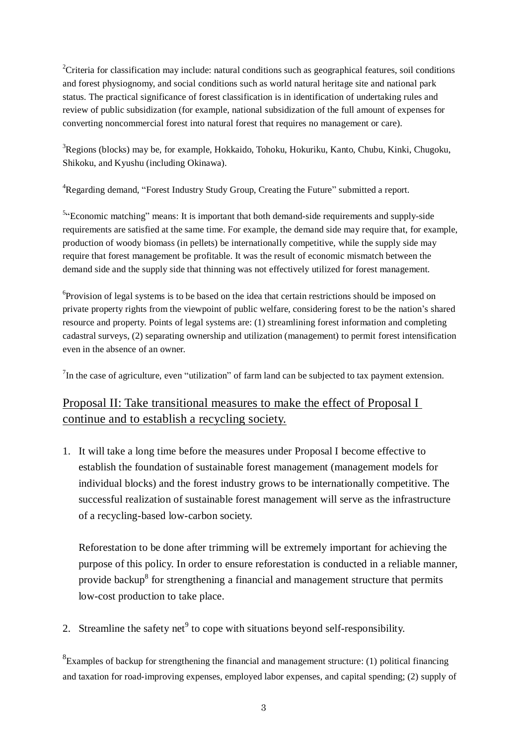[2]Criteria for classification may include: natural conditions such as geographical features, soil conditions and forest physiognomy, and social conditions such as world natural heritage site and national park status. The practical significance of forest classification is in identification of undertaking rules and review of public subsidization (for example, national subsidization of the full amount of expenses for converting noncommercial forest into natural forest that requires no management or care).

[3]Regions (blocks) may be, for example, Hokkaido, Tohoku, Hokuriku, Kanto, Chubu, Kinki, Chugoku, Shikoku, and Kyushu (including Okinawa).

[4]Regarding demand, "Forest Industry Study Group, Creating the Future" submitted a report.

[5]"Economic matching" means: It is important that both demand-side requirements and supply-side requirements are satisfied at the same time. For example, the demand side may require that, for example, production of woody biomass (in pellets) be internationally competitive, while the supply side may require that forest management be profitable. It was the result of economic mismatch between the demand side and the supply side that thinning was not effectively utilized for forest management.

[6]Provision of legal systems is to be based on the idea that certain restrictions should be imposed on private property rights from the viewpoint of public welfare, considering forest to be the nation's shared resource and property. Points of legal systems are: (1) streamlining forest information and completing cadastral surveys, (2) separating ownership and utilization (management) to permit forest intensification even in the absence of an owner.

[7]In the case of agriculture, even "utilization" of farm land can be subjected to tax payment extension.

## Proposal II: Take transitional measures to make the effect of Proposal I continue and to establish a recycling society.

1. It will take a long time before the measures under Proposal I become effective to establish the foundation of sustainable forest management (management models for individual blocks) and the forest industry grows to be internationally competitive. The successful realization of sustainable forest management will serve as the infrastructure of a recycling-based low-carbon society.

   Reforestation to be done after trimming will be extremely important for achieving the purpose of this policy. In order to ensure reforestation is conducted in a reliable manner, provide backup[8] for strengthening a financial and management structure that permits low-cost production to take place.

2. Streamline the safety net[9] to cope with situations beyond self-responsibility.

[8]Examples of backup for strengthening the financial and management structure: (1) political financing and taxation for road-improving expenses, employed labor expenses, and capital spending; (2) supply of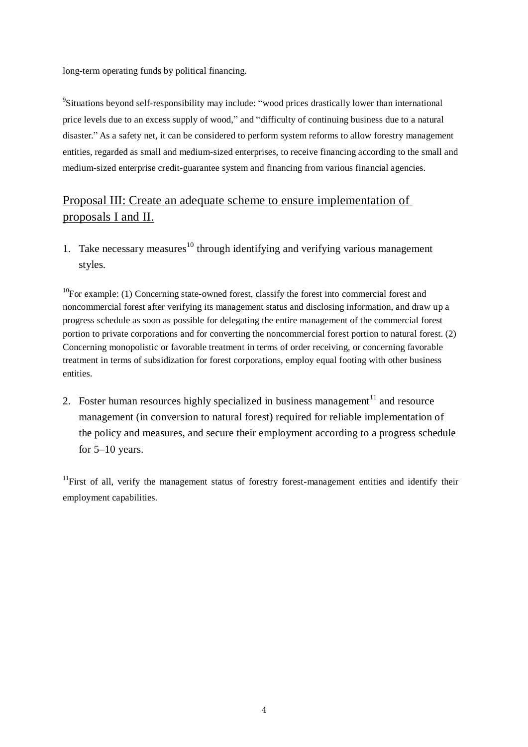long-term operating funds by political financing.

[9]Situations beyond self-responsibility may include: “wood prices drastically lower than international price levels due to an excess supply of wood,” and “difficulty of continuing business due to a natural disaster.” As a safety net, it can be considered to perform system reforms to allow forestry management entities, regarded as small and medium-sized enterprises, to receive financing according to the small and medium-sized enterprise credit-guarantee system and financing from various financial agencies.

## Proposal III: Create an adequate scheme to ensure implementation of proposals I and II.

1. Take necessary measures[10] through identifying and verifying various management styles.

[10]For example: (1) Concerning state-owned forest, classify the forest into commercial forest and noncommercial forest after verifying its management status and disclosing information, and draw up a progress schedule as soon as possible for delegating the entire management of the commercial forest portion to private corporations and for converting the noncommercial forest portion to natural forest. (2) Concerning monopolistic or favorable treatment in terms of order receiving, or concerning favorable treatment in terms of subsidization for forest corporations, employ equal footing with other business entities.

2. Foster human resources highly specialized in business management[11] and resource management (in conversion to natural forest) required for reliable implementation of the policy and measures, and secure their employment according to a progress schedule for 5–10 years.

[11]First of all, verify the management status of forestry forest-management entities and identify their employment capabilities.